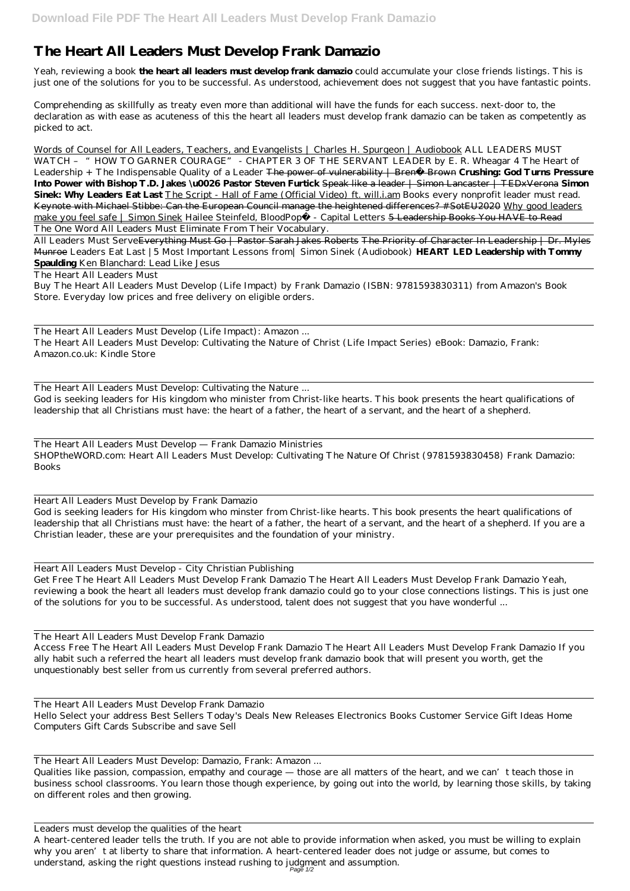# The Heart All Leaders Must Develop Frank Damazio

Yeah, reviewing a book **the heart all leaders must develop frank damazio** could accumulate your close friends listings. This is just one of the solutions for you to be successful. As understood, achievement does not suggest that you have fantastic points.

Comprehending as skillfully as treaty even more than additional will have the funds for each success. next-door to, the declaration as with ease as acuteness of this the heart all leaders must develop frank damazio can be taken as competently as picked to act.

Words of Counsel for All Leaders, Teachers, and Evangelists | Charles H. Spurgeon | Audiobook *ALL LEADERS MUST WATCH – "HOW TO GARNER COURAGE" - CHAPTER 3 OF THE SERVANT LEADER by E. R. Wheagar 4 The Heart of Leadership + The Indispensable Quality of a Leader* ~~The power of vulnerability | Brené Brown~~ **Crushing: God Turns Pressure Into Power with Bishop T.D. Jakes \u0026 Pastor Steven Furtick** ~~Speak like a leader | Simon Lancaster | TEDxVerona~~ **Simon Sinek: Why Leaders Eat Last** The Script - Hall of Fame (Official Video) ft. will.i.am *Books every nonprofit leader must read.* ~~Keynote with Michael Stibbe: Can the European Council manage the heightened differences? #SotEU2020~~ Why good leaders make you feel safe | Simon Sinek *Hailee Steinfeld, BloodPop® - Capital Letters* ~~5 Leadership Books You HAVE to Read~~

The One Word All Leaders Must Eliminate From Their Vocabulary.

All Leaders Must Serve~~Everything Must Go | Pastor Sarah Jakes Roberts~~ ~~The Priority of Character In Leadership | Dr. Myles Munroe~~ *Leaders Eat Last |5 Most Important Lessons from| Simon Sinek (Audiobook)* **HEART LED Leadership with Tommy Spaulding** *Ken Blanchard: Lead Like Jesus*

The Heart All Leaders Must

Buy The Heart All Leaders Must Develop (Life Impact) by Frank Damazio (ISBN: 9781593830311) from Amazon's Book Store. Everyday low prices and free delivery on eligible orders.

The Heart All Leaders Must Develop (Life Impact): Amazon ...

The Heart All Leaders Must Develop: Cultivating the Nature of Christ (Life Impact Series) eBook: Damazio, Frank: Amazon.co.uk: Kindle Store

The Heart All Leaders Must Develop: Cultivating the Nature ...

God is seeking leaders for His kingdom who minister from Christ-like hearts. This book presents the heart qualifications of leadership that all Christians must have: the heart of a father, the heart of a servant, and the heart of a shepherd.

The Heart All Leaders Must Develop — Frank Damazio Ministries

SHOPtheWORD.com: Heart All Leaders Must Develop: Cultivating The Nature Of Christ (9781593830458) Frank Damazio: Books

Heart All Leaders Must Develop by Frank Damazio

God is seeking leaders for His kingdom who minster from Christ-like hearts. This book presents the heart qualifications of leadership that all Christians must have: the heart of a father, the heart of a servant, and the heart of a shepherd. If you are a Christian leader, these are your prerequisites and the foundation of your ministry.

Heart All Leaders Must Develop - City Christian Publishing

Get Free The Heart All Leaders Must Develop Frank Damazio The Heart All Leaders Must Develop Frank Damazio Yeah, reviewing a book the heart all leaders must develop frank damazio could go to your close connections listings. This is just one of the solutions for you to be successful. As understood, talent does not suggest that you have wonderful ...

The Heart All Leaders Must Develop Frank Damazio

Access Free The Heart All Leaders Must Develop Frank Damazio The Heart All Leaders Must Develop Frank Damazio If you ally habit such a referred the heart all leaders must develop frank damazio book that will present you worth, get the unquestionably best seller from us currently from several preferred authors.

The Heart All Leaders Must Develop Frank Damazio

Hello Select your address Best Sellers Today's Deals New Releases Electronics Books Customer Service Gift Ideas Home Computers Gift Cards Subscribe and save Sell

The Heart All Leaders Must Develop: Damazio, Frank: Amazon ...

Qualities like passion, compassion, empathy and courage — those are all matters of the heart, and we can't teach those in business school classrooms. You learn those though experience, by going out into the world, by learning those skills, by taking on different roles and then growing.

Leaders must develop the qualities of the heart

A heart-centered leader tells the truth. If you are not able to provide information when asked, you must be willing to explain why you aren't at liberty to share that information. A heart-centered leader does not judge or assume, but comes to understand, asking the right questions instead rushing to judgment and assumption.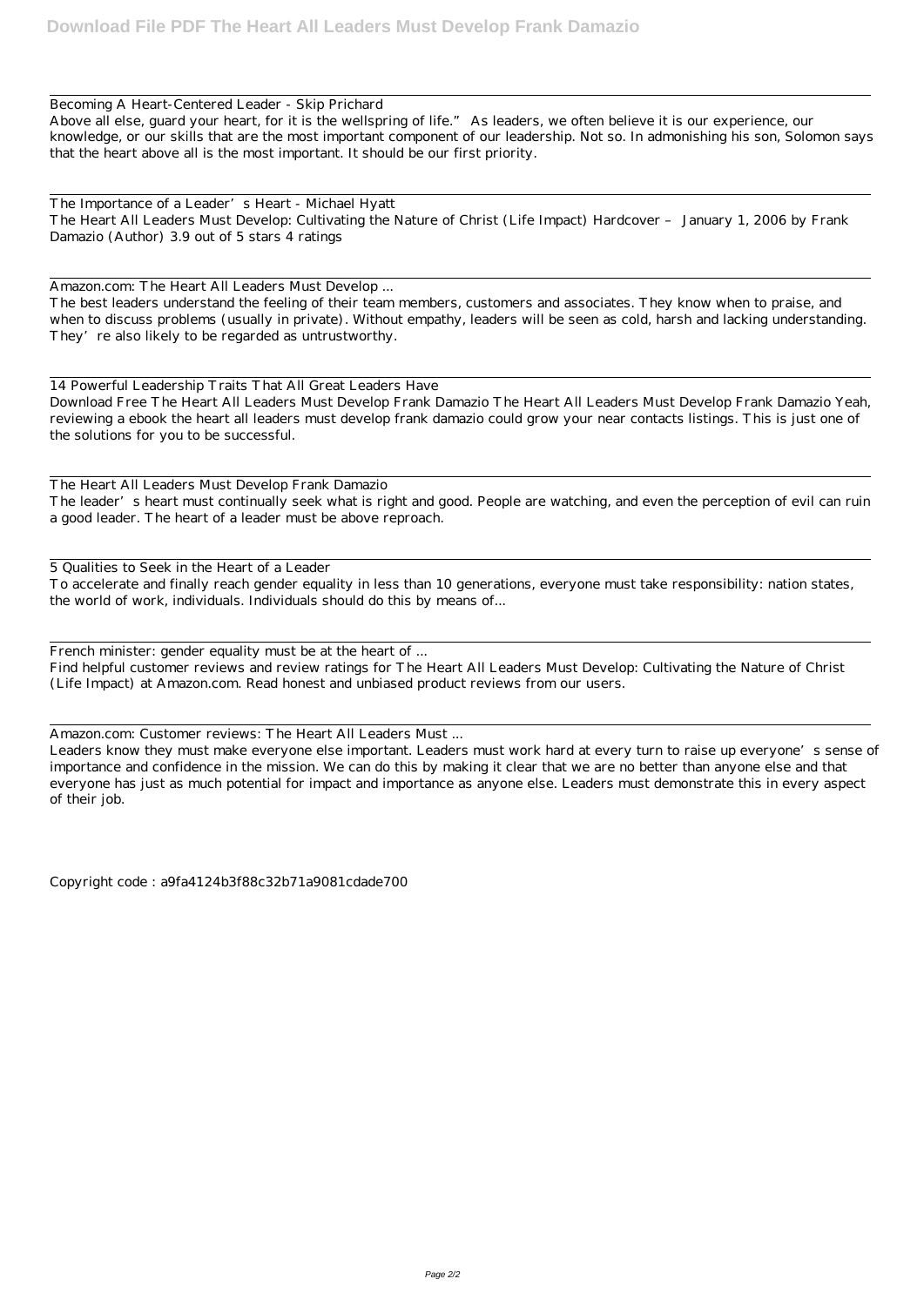Becoming A Heart-Centered Leader - Skip Prichard

Above all else, guard your heart, for it is the wellspring of life." As leaders, we often believe it is our experience, our knowledge, or our skills that are the most important component of our leadership. Not so. In admonishing his son, Solomon says that the heart above all is the most important. It should be our first priority.

---

The Importance of a Leader's Heart - Michael Hyatt

The Heart All Leaders Must Develop: Cultivating the Nature of Christ (Life Impact) Hardcover – January 1, 2006 by Frank Damazio (Author) 3.9 out of 5 stars 4 ratings

---

Amazon.com: The Heart All Leaders Must Develop ...

The best leaders understand the feeling of their team members, customers and associates. They know when to praise, and when to discuss problems (usually in private). Without empathy, leaders will be seen as cold, harsh and lacking understanding. They're also likely to be regarded as untrustworthy.

---

14 Powerful Leadership Traits That All Great Leaders Have

Download Free The Heart All Leaders Must Develop Frank Damazio The Heart All Leaders Must Develop Frank Damazio Yeah, reviewing a ebook the heart all leaders must develop frank damazio could grow your near contacts listings. This is just one of the solutions for you to be successful.

---

The Heart All Leaders Must Develop Frank Damazio

The leader's heart must continually seek what is right and good. People are watching, and even the perception of evil can ruin a good leader. The heart of a leader must be above reproach.

---

5 Qualities to Seek in the Heart of a Leader

To accelerate and finally reach gender equality in less than 10 generations, everyone must take responsibility: nation states, the world of work, individuals. Individuals should do this by means of...

---

French minister: gender equality must be at the heart of ...

Find helpful customer reviews and review ratings for The Heart All Leaders Must Develop: Cultivating the Nature of Christ (Life Impact) at Amazon.com. Read honest and unbiased product reviews from our users.

---

Amazon.com: Customer reviews: The Heart All Leaders Must ...

Leaders know they must make everyone else important. Leaders must work hard at every turn to raise up everyone's sense of importance and confidence in the mission. We can do this by making it clear that we are no better than anyone else and that everyone has just as much potential for impact and importance as anyone else. Leaders must demonstrate this in every aspect of their job.

Copyright code : a9fa4124b3f88c32b71a9081cdade700